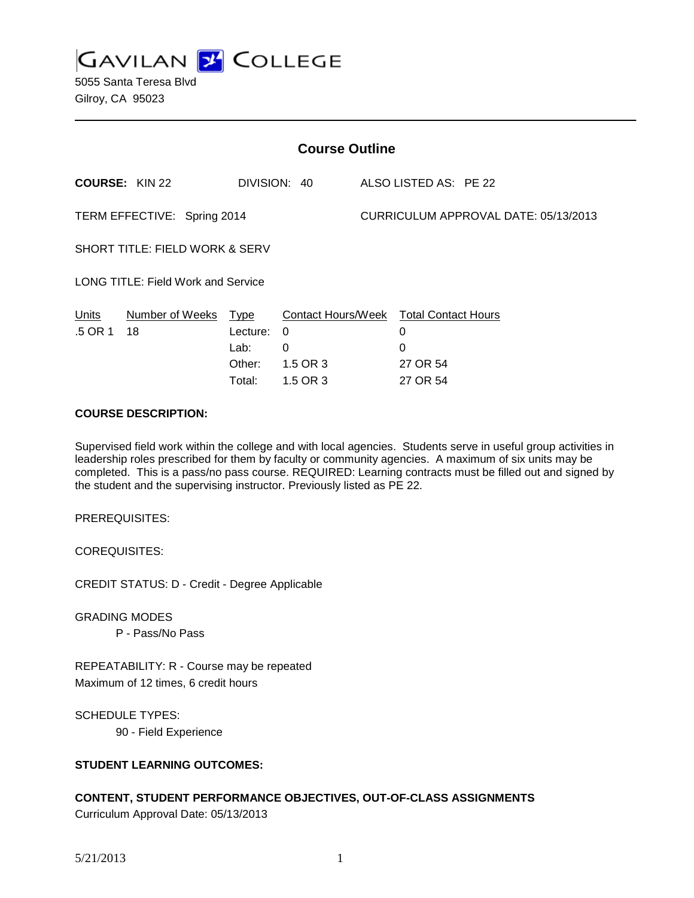GAVILAN COLLEGE

5055 Santa Teresa Blvd
Gilroy, CA 95023

---

## Course Outline

**COURSE:** KIN 22 DIVISION: 40 ALSO LISTED AS: PE 22

TERM EFFECTIVE: Spring 2014 CURRICULUM APPROVAL DATE: 05/13/2013

SHORT TITLE: FIELD WORK & SERV

LONG TITLE: Field Work and Service

| Units | Number of Weeks | Type | Contact Hours/Week | Total Contact Hours |
|---|---|---|---|---|
| .5 OR 1 | 18 | Lecture: | 0 | 0 |
| | | Lab: | 0 | 0 |
| | | Other: | 1.5 OR 3 | 27 OR 54 |
| | | Total: | 1.5 OR 3 | 27 OR 54 |

**COURSE DESCRIPTION:**

Supervised field work within the college and with local agencies. Students serve in useful group activities in leadership roles prescribed for them by faculty or community agencies. A maximum of six units may be completed. This is a pass/no pass course. REQUIRED: Learning contracts must be filled out and signed by the student and the supervising instructor. Previously listed as PE 22.

PREREQUISITES:

COREQUISITES:

CREDIT STATUS: D - Credit - Degree Applicable

GRADING MODES

P - Pass/No Pass

REPEATABILITY: R - Course may be repeated
Maximum of 12 times, 6 credit hours

SCHEDULE TYPES:

90 - Field Experience

**STUDENT LEARNING OUTCOMES:**

**CONTENT, STUDENT PERFORMANCE OBJECTIVES, OUT-OF-CLASS ASSIGNMENTS**

Curriculum Approval Date: 05/13/2013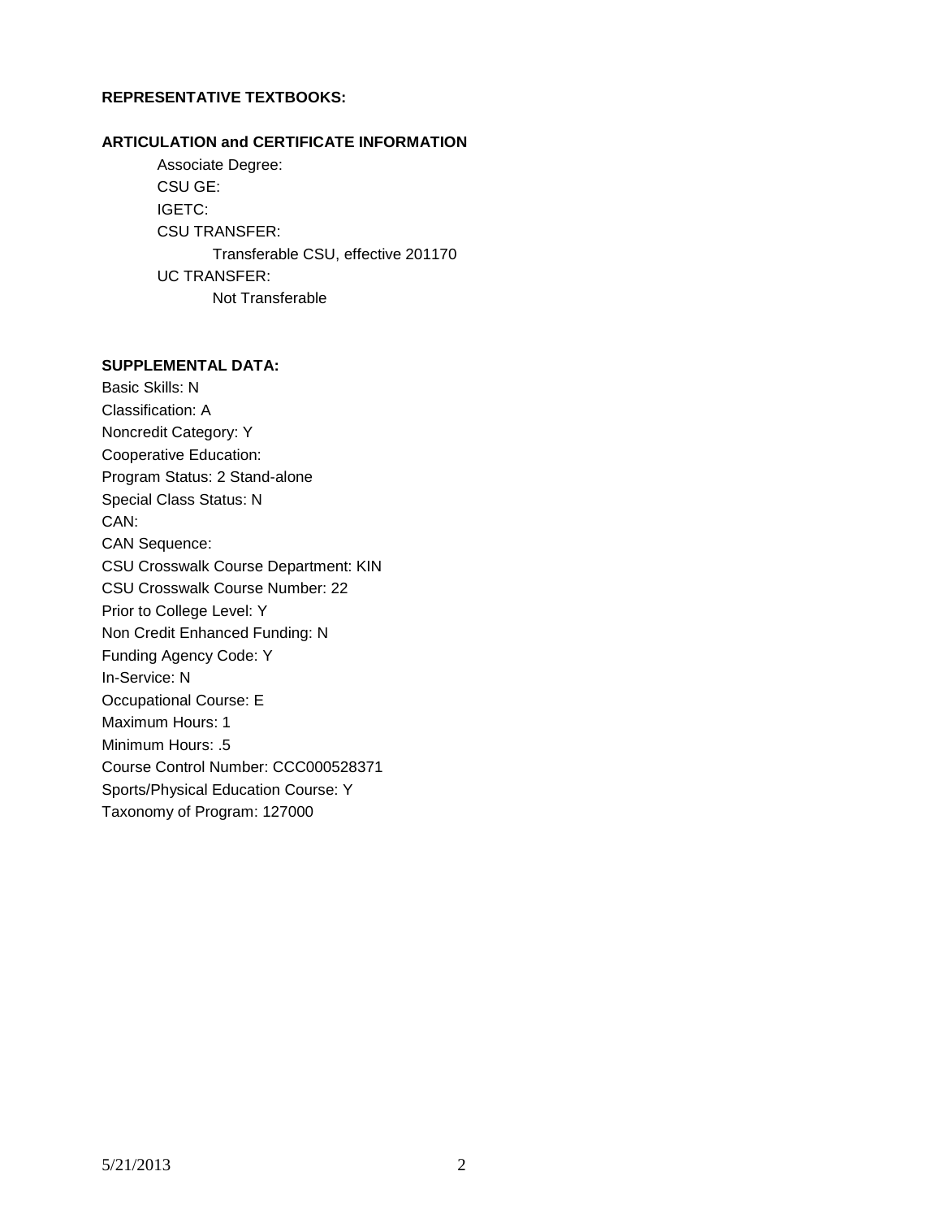**REPRESENTATIVE TEXTBOOKS:**

**ARTICULATION and CERTIFICATE INFORMATION**

Associate Degree:
CSU GE:
IGETC:
CSU TRANSFER:
Transferable CSU, effective 201170
UC TRANSFER:
Not Transferable

**SUPPLEMENTAL DATA:**

Basic Skills: N
Classification: A
Noncredit Category: Y
Cooperative Education:
Program Status: 2 Stand-alone
Special Class Status: N
CAN:
CAN Sequence:
CSU Crosswalk Course Department: KIN
CSU Crosswalk Course Number: 22
Prior to College Level: Y
Non Credit Enhanced Funding: N
Funding Agency Code: Y
In-Service: N
Occupational Course: E
Maximum Hours: 1
Minimum Hours: .5
Course Control Number: CCC000528371
Sports/Physical Education Course: Y
Taxonomy of Program: 127000

5/21/2013